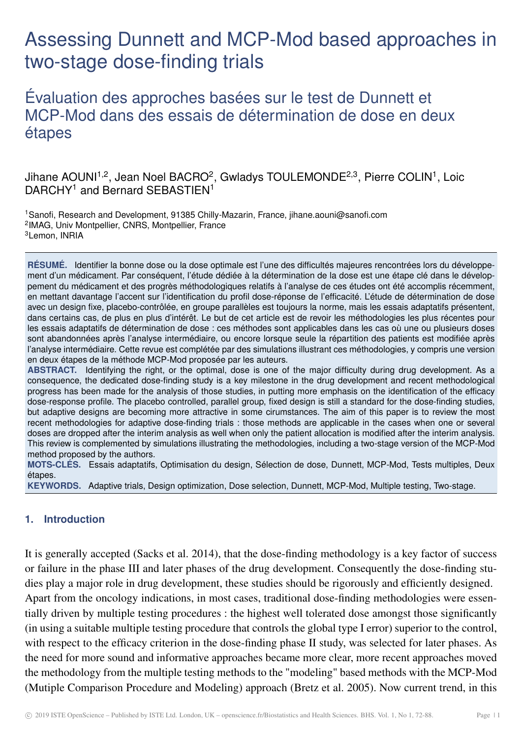# Assessing Dunnett and MCP-Mod based approaches in two-stage dose-finding trials

## Évaluation des approches basées sur le test de Dunnett et MCP-Mod dans des essais de détermination de dose en deux étapes

Jihane AOUNI[1,2], Jean Noel BACRO[2], Gwladys TOULEMONDE[2,3], Pierre COLIN[1], Loic DARCHY[1] and Bernard SEBASTIEN[1]

[1]Sanofi, Research and Development, 91385 Chilly-Mazarin, France, jihane.aouni@sanofi.com
[2]IMAG, Univ Montpellier, CNRS, Montpellier, France
[3]Lemon, INRIA

**RÉSUMÉ.** Identifier la bonne dose ou la dose optimale est l'une des difficultés majeures rencontrées lors du développement d'un médicament. Par conséquent, l'étude dédiée à la détermination de la dose est une étape clé dans le développement du médicament et des progrès méthodologiques relatifs à l'analyse de ces études ont été accomplis récemment, en mettant davantage l'accent sur l'identification du profil dose-réponse de l'efficacité. L'étude de détermination de dose avec un design fixe, placebo-contrôlée, en groupe parallèles est toujours la norme, mais les essais adaptatifs présentent, dans certains cas, de plus en plus d'intérêt. Le but de cet article est de revoir les méthodologies les plus récentes pour les essais adaptatifs de détermination de dose : ces méthodes sont applicables dans les cas où une ou plusieurs doses sont abandonnées après l'analyse intermédiaire, ou encore lorsque seule la répartition des patients est modifiée après l'analyse intermédiaire. Cette revue est complétée par des simulations illustrant ces méthodologies, y compris une version en deux étapes de la méthode MCP-Mod proposée par les auteurs.

**ABSTRACT.** Identifying the right, or the optimal, dose is one of the major difficulty during drug development. As a consequence, the dedicated dose-finding study is a key milestone in the drug development and recent methodological progress has been made for the analysis of those studies, in putting more emphasis on the identification of the efficacy dose-response profile. The placebo controlled, parallel group, fixed design is still a standard for the dose-finding studies, but adaptive designs are becoming more attractive in some cirumstances. The aim of this paper is to review the most recent methodologies for adaptive dose-finding trials : those methods are applicable in the cases when one or several doses are dropped after the interim analysis as well when only the patient allocation is modified after the interim analysis. This review is complemented by simulations illustrating the methodologies, including a two-stage version of the MCP-Mod method proposed by the authors.

**MOTS-CLÉS.** Essais adaptatifs, Optimisation du design, Sélection de dose, Dunnett, MCP-Mod, Tests multiples, Deux étapes.

**KEYWORDS.** Adaptive trials, Design optimization, Dose selection, Dunnett, MCP-Mod, Multiple testing, Two-stage.

### 1. Introduction

It is generally accepted (Sacks et al. 2014), that the dose-finding methodology is a key factor of success or failure in the phase III and later phases of the drug development. Consequently the dose-finding studies play a major role in drug development, these studies should be rigorously and efficiently designed. Apart from the oncology indications, in most cases, traditional dose-finding methodologies were essentially driven by multiple testing procedures : the highest well tolerated dose amongst those significantly (in using a suitable multiple testing procedure that controls the global type I error) superior to the control, with respect to the efficacy criterion in the dose-finding phase II study, was selected for later phases. As the need for more sound and informative approaches became more clear, more recent approaches moved the methodology from the multiple testing methods to the "modeling" based methods with the MCP-Mod (Mutiple Comparison Procedure and Modeling) approach (Bretz et al. 2005). Now current trend, in this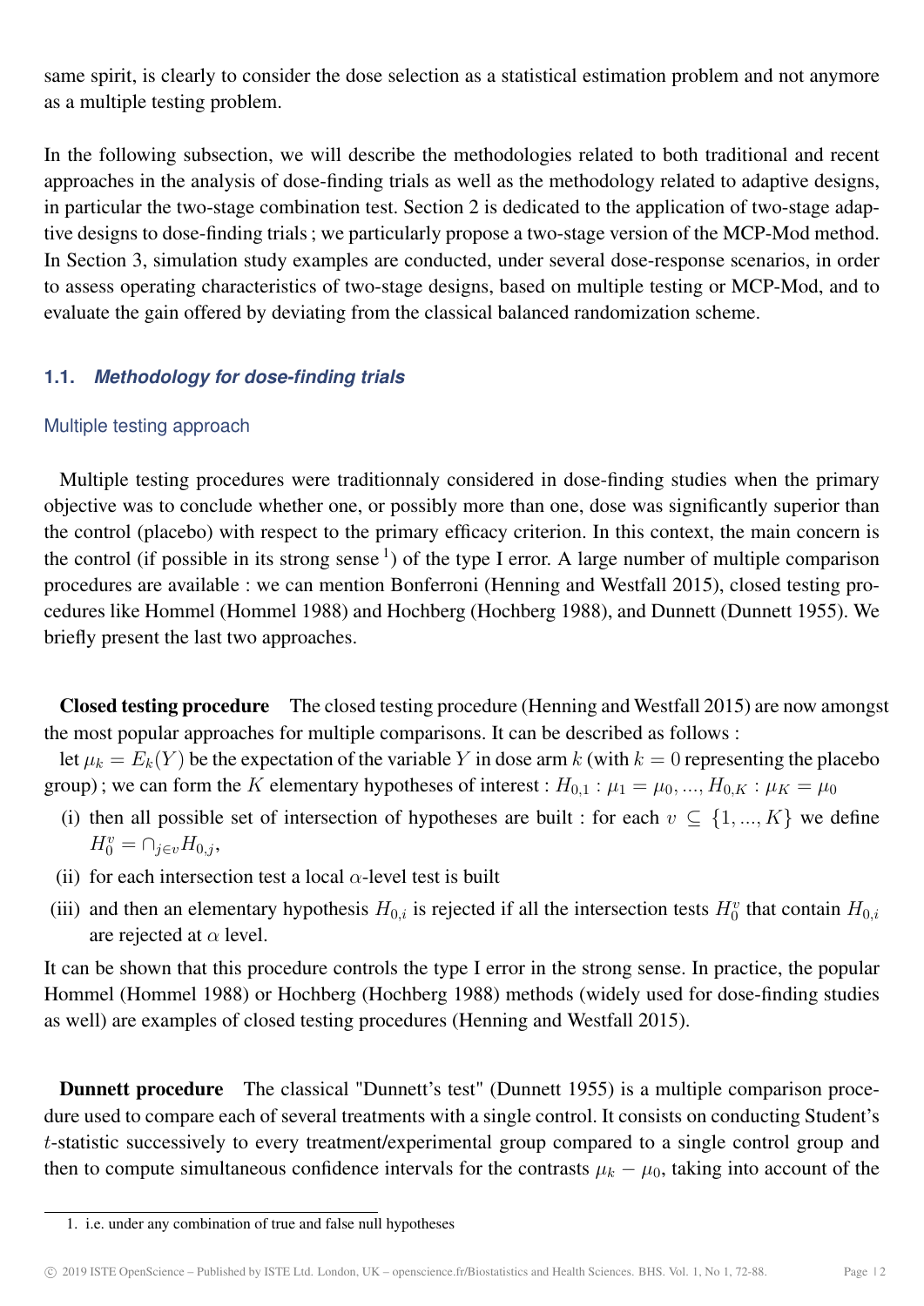same spirit, is clearly to consider the dose selection as a statistical estimation problem and not anymore as a multiple testing problem.

In the following subsection, we will describe the methodologies related to both traditional and recent approaches in the analysis of dose-finding trials as well as the methodology related to adaptive designs, in particular the two-stage combination test. Section 2 is dedicated to the application of two-stage adaptive designs to dose-finding trials ; we particularly propose a two-stage version of the MCP-Mod method. In Section 3, simulation study examples are conducted, under several dose-response scenarios, in order to assess operating characteristics of two-stage designs, based on multiple testing or MCP-Mod, and to evaluate the gain offered by deviating from the classical balanced randomization scheme.

### 1.1. *Methodology for dose-finding trials*

#### Multiple testing approach

Multiple testing procedures were traditionnaly considered in dose-finding studies when the primary objective was to conclude whether one, or possibly more than one, dose was significantly superior than the control (placebo) with respect to the primary efficacy criterion. In this context, the main concern is the control (if possible in its strong sense [1]) of the type I error. A large number of multiple comparison procedures are available : we can mention Bonferroni (Henning and Westfall 2015), closed testing procedures like Hommel (Hommel 1988) and Hochberg (Hochberg 1988), and Dunnett (Dunnett 1955). We briefly present the last two approaches.

**Closed testing procedure** The closed testing procedure (Henning and Westfall 2015) are now amongst the most popular approaches for multiple comparisons. It can be described as follows :

let $\mu_k = E_k(Y)$ be the expectation of the variable $Y$ in dose arm $k$ (with $k = 0$ representing the placebo group) ; we can form the $K$ elementary hypotheses of interest : $H_{0,1} : \mu_1 = \mu_0, ..., H_{0,K} : \mu_K = \mu_0$

(i) then all possible set of intersection of hypotheses are built : for each $v \subseteq \{1, ..., K\}$ we define $H_0^v = \cap_{j \in v} H_{0,j}$,

(ii) for each intersection test a local $\alpha$-level test is built

(iii) and then an elementary hypothesis $H_{0,i}$ is rejected if all the intersection tests $H_0^v$ that contain $H_{0,i}$ are rejected at $\alpha$ level.

It can be shown that this procedure controls the type I error in the strong sense. In practice, the popular Hommel (Hommel 1988) or Hochberg (Hochberg 1988) methods (widely used for dose-finding studies as well) are examples of closed testing procedures (Henning and Westfall 2015).

**Dunnett procedure** The classical "Dunnett's test" (Dunnett 1955) is a multiple comparison procedure used to compare each of several treatments with a single control. It consists on conducting Student's $t$-statistic successively to every treatment/experimental group compared to a single control group and then to compute simultaneous confidence intervals for the contrasts $\mu_k - \mu_0$, taking into account of the

1. i.e. under any combination of true and false null hypotheses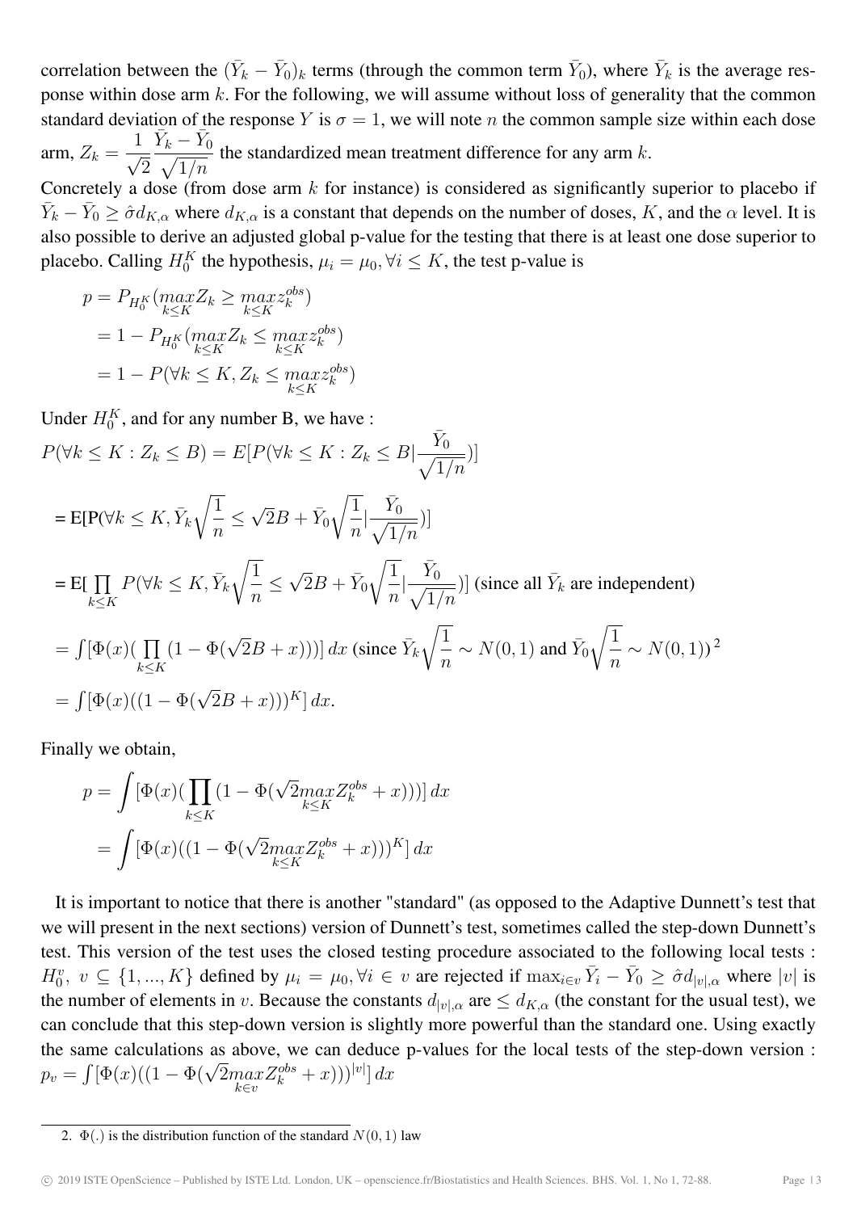correlation between the $(\bar{Y}_k - \bar{Y}_0)_k$ terms (through the common term $\bar{Y}_0$), where $\bar{Y}_k$ is the average response within dose arm $k$. For the following, we will assume without loss of generality that the common standard deviation of the response $Y$ is $\sigma = 1$, we will note $n$ the common sample size within each dose arm, $Z_k = \frac{1}{\sqrt{2}} \frac{\bar{Y}_k - \bar{Y}_0}{\sqrt{1/n}}$ the standardized mean treatment difference for any arm $k$.

Concretely a dose (from dose arm $k$ for instance) is considered as significantly superior to placebo if $\bar{Y}_k - \bar{Y}_0 \geq \hat{\sigma} d_{K,\alpha}$ where $d_{K,\alpha}$ is a constant that depends on the number of doses, $K$, and the $\alpha$ level. It is also possible to derive an adjusted global p-value for the testing that there is at least one dose superior to placebo. Calling $H_0^K$ the hypothesis, $\mu_i = \mu_0, \forall i \leq K$, the test p-value is

$$
\begin{aligned}
p &= P_{H_0^K}(\underset{k \leq K}{max} Z_k \geq \underset{k \leq K}{max} z_k^{obs}) \\
&= 1 - P_{H_0^K}(\underset{k \leq K}{max} Z_k \leq \underset{k \leq K}{max} z_k^{obs}) \\
&= 1 - P(\forall k \leq K, Z_k \leq \underset{k \leq K}{max} z_k^{obs})
\end{aligned}
$$

Under $H_0^K$, and for any number B, we have :

$$P(\forall k \leq K : Z_k \leq B) = E[P(\forall k \leq K : Z_k \leq B | \frac{\bar{Y}_0}{\sqrt{1/n}})]$$

$$= \text{E[P(}\forall k \leq K, \bar{Y}_k \sqrt{\frac{1}{n}} \leq \sqrt{2}B + \bar{Y}_0 \sqrt{\frac{1}{n}} | \frac{\bar{Y}_0}{\sqrt{1/n}})]$$

$$= \text{E}[\prod_{k \leq K} P(\forall k \leq K, \bar{Y}_k \sqrt{\frac{1}{n}} \leq \sqrt{2}B + \bar{Y}_0 \sqrt{\frac{1}{n}} | \frac{\bar{Y}_0}{\sqrt{1/n}})] \text{ (since all } \bar{Y}_k \text{ are independent)}$$

$$= \int [\Phi(x)(\prod_{k \leq K}(1 - \Phi(\sqrt{2}B + x)))]\, dx \text{ (since } \bar{Y}_k \sqrt{\frac{1}{n}} \sim N(0,1) \text{ and } \bar{Y}_0 \sqrt{\frac{1}{n}} \sim N(0,1))^2$$

$$= \int [\Phi(x)((1 - \Phi(\sqrt{2}B + x)))^K]\, dx.$$

Finally we obtain,

$$
\begin{aligned}
p &= \int [\Phi(x)(\prod_{k \leq K}(1 - \Phi(\sqrt{2}\underset{k \leq K}{max} Z_k^{obs} + x)))]\, dx \\
&= \int [\Phi(x)((1 - \Phi(\sqrt{2}\underset{k \leq K}{max} Z_k^{obs} + x)))^K]\, dx
\end{aligned}
$$

It is important to notice that there is another "standard" (as opposed to the Adaptive Dunnett's test that we will present in the next sections) version of Dunnett's test, sometimes called the step-down Dunnett's test. This version of the test uses the closed testing procedure associated to the following local tests : $H_0^v,\ v \subseteq \{1, ..., K\}$ defined by $\mu_i = \mu_0, \forall i \in v$ are rejected if $\max_{i \in v} \bar{Y}_i - \bar{Y}_0 \geq \hat{\sigma} d_{|v|,\alpha}$ where $|v|$ is the number of elements in $v$. Because the constants $d_{|v|,\alpha}$ are $\leq d_{K,\alpha}$ (the constant for the usual test), we can conclude that this step-down version is slightly more powerful than the standard one. Using exactly the same calculations as above, we can deduce p-values for the local tests of the step-down version : $p_v = \int [\Phi(x)((1 - \Phi(\sqrt{2}\underset{k \in v}{max} Z_k^{obs} + x)))^{|v|}]\, dx$

2. $\Phi(.)$ is the distribution function of the standard $N(0,1)$ law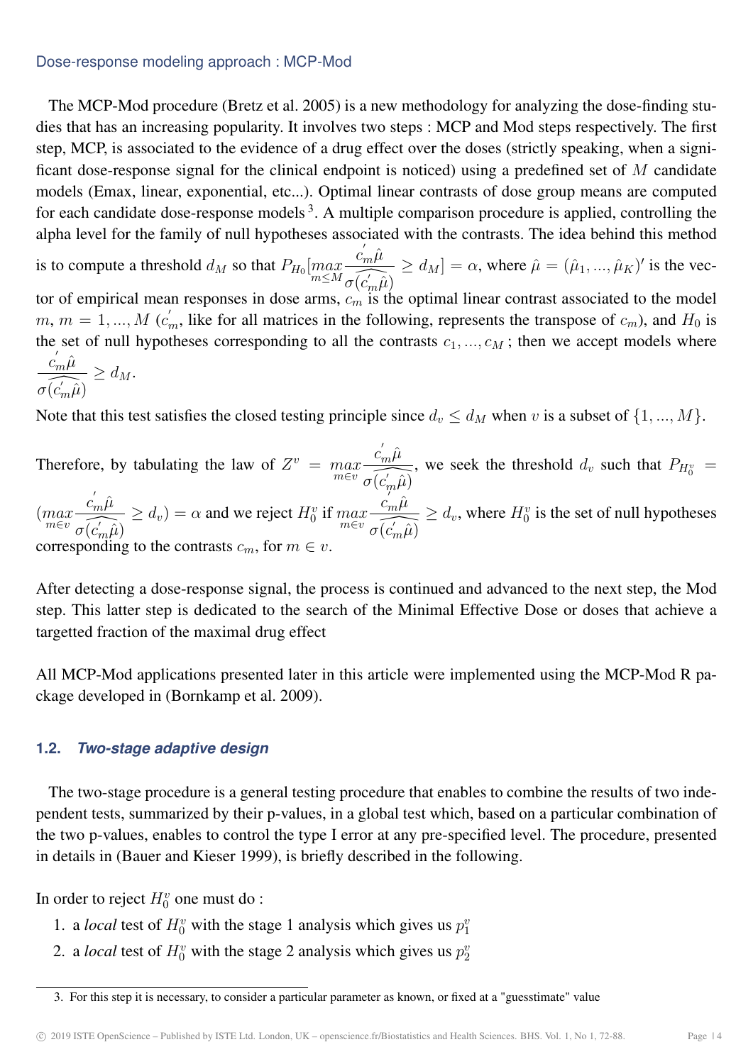Dose-response modeling approach : MCP-Mod

The MCP-Mod procedure (Bretz et al. 2005) is a new methodology for analyzing the dose-finding studies that has an increasing popularity. It involves two steps : MCP and Mod steps respectively. The first step, MCP, is associated to the evidence of a drug effect over the doses (strictly speaking, when a significant dose-response signal for the clinical endpoint is noticed) using a predefined set of $M$ candidate models (Emax, linear, exponential, etc...). Optimal linear contrasts of dose group means are computed for each candidate dose-response models [3]. A multiple comparison procedure is applied, controlling the alpha level for the family of null hypotheses associated with the contrasts. The idea behind this method is to compute a threshold $d_M$ so that $P_{H_0}[\max_{m \leq M} \frac{c_m^{'}\hat{\mu}}{\widehat{\sigma(c_m^{'}\hat{\mu})}} \geq d_M] = \alpha$, where $\hat{\mu} = (\hat{\mu}_1, ..., \hat{\mu}_K)'$ is the vector of empirical mean responses in dose arms, $c_m$ is the optimal linear contrast associated to the model $m$, $m = 1, ..., M$ ($c_m^{'}$, like for all matrices in the following, represents the transpose of $c_m$), and $H_0$ is the set of null hypotheses corresponding to all the contrasts $c_1, ..., c_M$ ; then we accept models where $\frac{c_m^{'}\hat{\mu}}{\widehat{\sigma(c_m^{'}\hat{\mu})}} \geq d_M$.

Note that this test satisfies the closed testing principle since $d_v \leq d_M$ when $v$ is a subset of $\{1, ..., M\}$.

Therefore, by tabulating the law of $Z^v = \max_{m \in v} \frac{c_m^{'}\hat{\mu}}{\widehat{\sigma(c_m^{'}\hat{\mu})}}$, we seek the threshold $d_v$ such that $P_{H_0^v} = (\max_{m \in v} \frac{c_m^{'}\hat{\mu}}{\widehat{\sigma(c_m^{'}\hat{\mu})}} \geq d_v) = \alpha$ and we reject $H_0^v$ if $\max_{m \in v} \frac{c_m^{'}\hat{\mu}}{\widehat{\sigma(c_m^{'}\hat{\mu})}} \geq d_v$, where $H_0^v$ is the set of null hypotheses corresponding to the contrasts $c_m$, for $m \in v$.

After detecting a dose-response signal, the process is continued and advanced to the next step, the Mod step. This latter step is dedicated to the search of the Minimal Effective Dose or doses that achieve a targetted fraction of the maximal drug effect

All MCP-Mod applications presented later in this article were implemented using the MCP-Mod R package developed in (Bornkamp et al. 2009).

### 1.2. *Two-stage adaptive design*

The two-stage procedure is a general testing procedure that enables to combine the results of two independent tests, summarized by their p-values, in a global test which, based on a particular combination of the two p-values, enables to control the type I error at any pre-specified level. The procedure, presented in details in (Bauer and Kieser 1999), is briefly described in the following.

In order to reject $H_0^v$ one must do :

1. a *local* test of $H_0^v$ with the stage 1 analysis which gives us $p_1^v$
2. a *local* test of $H_0^v$ with the stage 2 analysis which gives us $p_2^v$

3. For this step it is necessary, to consider a particular parameter as known, or fixed at a "guesstimate" value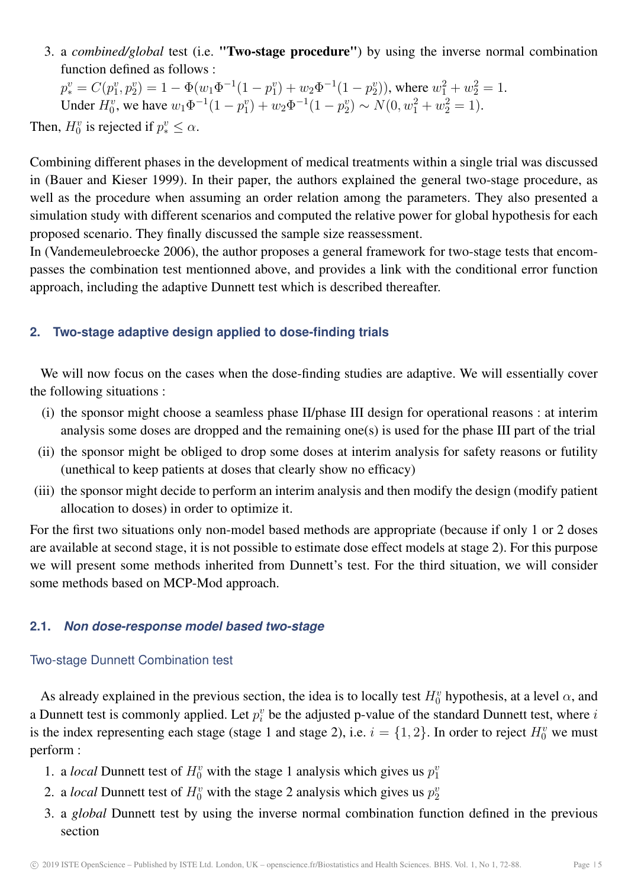3. a *combined/global* test (i.e. **"Two-stage procedure"**) by using the inverse normal combination function defined as follows :
   $p_*^v = C(p_1^v, p_2^v) = 1 - \Phi(w_1\Phi^{-1}(1-p_1^v) + w_2\Phi^{-1}(1-p_2^v))$, where $w_1^2 + w_2^2 = 1$.
   Under $H_0^v$, we have $w_1\Phi^{-1}(1-p_1^v) + w_2\Phi^{-1}(1-p_2^v) \sim N(0, w_1^2 + w_2^2 = 1)$.

Then, $H_0^v$ is rejected if $p_*^v \leq \alpha$.

Combining different phases in the development of medical treatments within a single trial was discussed in (Bauer and Kieser 1999). In their paper, the authors explained the general two-stage procedure, as well as the procedure when assuming an order relation among the parameters. They also presented a simulation study with different scenarios and computed the relative power for global hypothesis for each proposed scenario. They finally discussed the sample size reassessment.
In (Vandemeulebroecke 2006), the author proposes a general framework for two-stage tests that encompasses the combination test mentionned above, and provides a link with the conditional error function approach, including the adaptive Dunnett test which is described thereafter.

## 2. Two-stage adaptive design applied to dose-finding trials

We will now focus on the cases when the dose-finding studies are adaptive. We will essentially cover the following situations :

(i) the sponsor might choose a seamless phase II/phase III design for operational reasons : at interim analysis some doses are dropped and the remaining one(s) is used for the phase III part of the trial
(ii) the sponsor might be obliged to drop some doses at interim analysis for safety reasons or futility (unethical to keep patients at doses that clearly show no efficacy)
(iii) the sponsor might decide to perform an interim analysis and then modify the design (modify patient allocation to doses) in order to optimize it.

For the first two situations only non-model based methods are appropriate (because if only 1 or 2 doses are available at second stage, it is not possible to estimate dose effect models at stage 2). For this purpose we will present some methods inherited from Dunnett's test. For the third situation, we will consider some methods based on MCP-Mod approach.

### 2.1. *Non dose-response model based two-stage*

#### Two-stage Dunnett Combination test

As already explained in the previous section, the idea is to locally test $H_0^v$ hypothesis, at a level $\alpha$, and a Dunnett test is commonly applied. Let $p_i^v$ be the adjusted p-value of the standard Dunnett test, where $i$ is the index representing each stage (stage 1 and stage 2), i.e. $i = \{1, 2\}$. In order to reject $H_0^v$ we must perform :

1. a *local* Dunnett test of $H_0^v$ with the stage 1 analysis which gives us $p_1^v$
2. a *local* Dunnett test of $H_0^v$ with the stage 2 analysis which gives us $p_2^v$
3. a *global* Dunnett test by using the inverse normal combination function defined in the previous section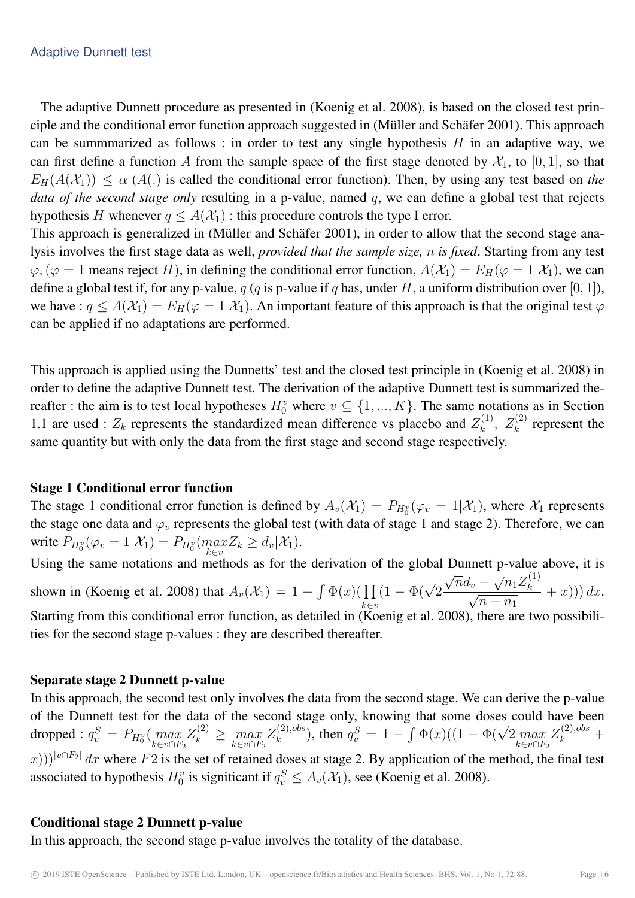The adaptive Dunnett procedure as presented in (Koenig et al. 2008), is based on the closed test principle and the conditional error function approach suggested in (Müller and Schäfer 2001). This approach can be summmarized as follows : in order to test any single hypothesis $H$ in an adaptive way, we can first define a function $A$ from the sample space of the first stage denoted by $\mathcal{X}_1$, to $[0, 1]$, so that $E_H(A(\mathcal{X}_1)) \leq \alpha$ ($A(.)$ is called the conditional error function). Then, by using any test based on *the data of the second stage only* resulting in a p-value, named $q$, we can define a global test that rejects hypothesis $H$ whenever $q \leq A(\mathcal{X}_1)$ : this procedure controls the type I error.
This approach is generalized in (Müller and Schäfer 2001), in order to allow that the second stage analysis involves the first stage data as well, *provided that the sample size, $n$ is fixed*. Starting from any test $\varphi$, ($\varphi = 1$ means reject $H$), in defining the conditional error function, $A(\mathcal{X}_1) = E_H(\varphi = 1|\mathcal{X}_1)$, we can define a global test if, for any p-value, $q$ ($q$ is p-value if $q$ has, under $H$, a uniform distribution over $[0, 1]$), we have : $q \leq A(\mathcal{X}_1) = E_H(\varphi = 1|\mathcal{X}_1)$. An important feature of this approach is that the original test $\varphi$ can be applied if no adaptations are performed.

This approach is applied using the Dunnetts' test and the closed test principle in (Koenig et al. 2008) in order to define the adaptive Dunnett test. The derivation of the adaptive Dunnett test is summarized thereafter : the aim is to test local hypotheses $H_0^v$ where $v \subseteq \{1, ..., K\}$. The same notations as in Section 1.1 are used : $Z_k$ represents the standardized mean difference vs placebo and $Z_k^{(1)},\ Z_k^{(2)}$ represent the same quantity but with only the data from the first stage and second stage respectively.

### Stage 1 Conditional error function

The stage 1 conditional error function is defined by $A_v(\mathcal{X}_1) = P_{H_0^v}(\varphi_v = 1|\mathcal{X}_1)$, where $\mathcal{X}_1$ represents the stage one data and $\varphi_v$ represents the global test (with data of stage 1 and stage 2). Therefore, we can write $P_{H_0^v}(\varphi_v = 1|\mathcal{X}_1) = P_{H_0^v}(\max_{k \in v} Z_k \geq d_v|\mathcal{X}_1)$.
Using the same notations and methods as for the derivation of the global Dunnett p-value above, it is shown in (Koenig et al. 2008) that $A_v(\mathcal{X}_1) = 1 - \int \Phi(x)(\prod_{k \in v}(1 - \Phi(\sqrt{2}\frac{\sqrt{n}d_v - \sqrt{n_1}Z_k^{(1)}}{\sqrt{n - n_1}} + x)))\, dx$.
Starting from this conditional error function, as detailed in (Koenig et al. 2008), there are two possibilities for the second stage p-values : they are described thereafter.

### Separate stage 2 Dunnett p-value

In this approach, the second test only involves the data from the second stage. We can derive the p-value of the Dunnett test for the data of the second stage only, knowing that some doses could have been dropped : $q_v^S = P_{H_0^v}(\max_{k \in v \cap F_2} Z_k^{(2)} \geq \max_{k \in v \cap F_2} Z_k^{(2),obs})$, then $q_v^S = 1 - \int \Phi(x)((1 - \Phi(\sqrt{2}\max_{k \in v \cap F_2} Z_k^{(2),obs} + x)))^{|v \cap F_2|}\, dx$ where $F2$ is the set of retained doses at stage 2. By application of the method, the final test associated to hypothesis $H_0^v$ is signiticant if $q_v^S \leq A_v(\mathcal{X}_1)$, see (Koenig et al. 2008).

### Conditional stage 2 Dunnett p-value

In this approach, the second stage p-value involves the totality of the database.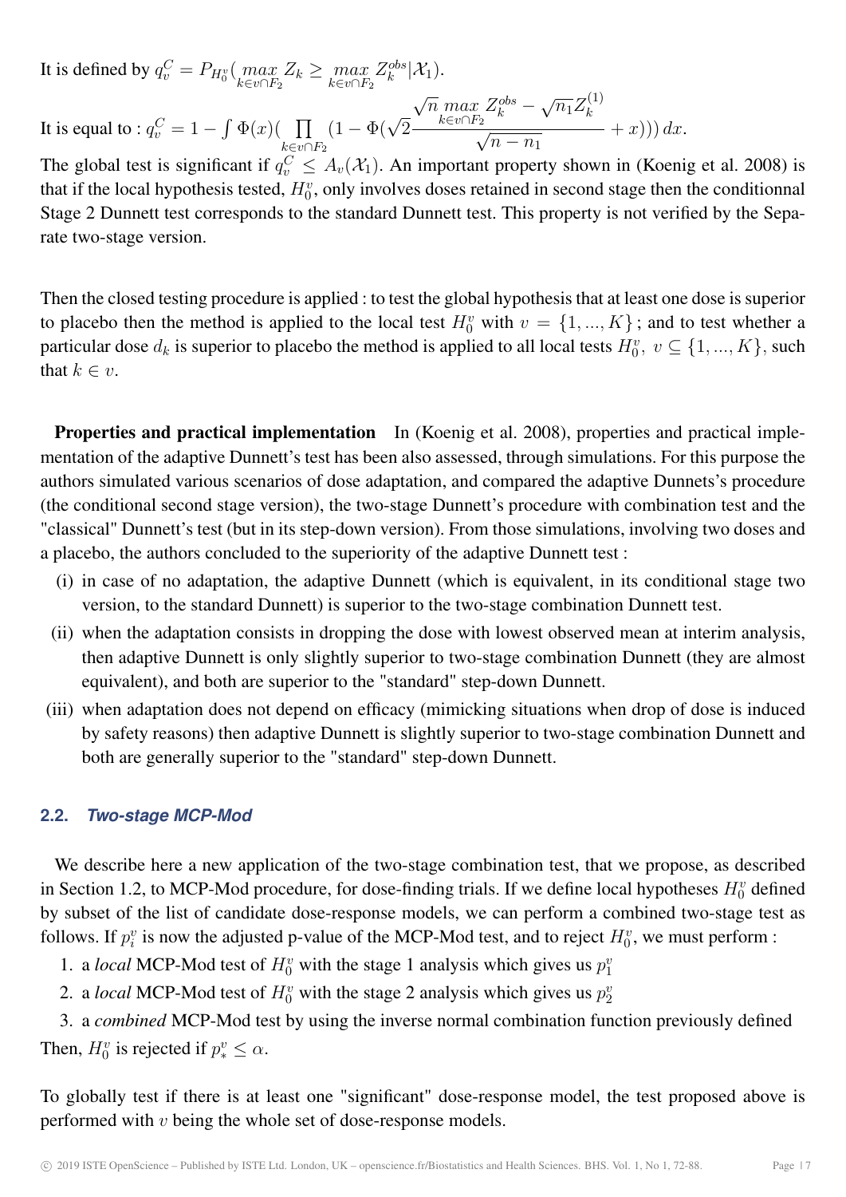It is defined by $q_v^C = P_{H_0^v}(\max_{k \in v \cap F_2} Z_k \geq \max_{k \in v \cap F_2} Z_k^{obs} | \mathcal{X}_1)$.

It is equal to : $q_v^C = 1 - \int \Phi(x) (\prod_{k \in v \cap F_2} (1 - \Phi(\sqrt{2} \frac{\sqrt{n} \max_{k \in v \cap F_2} Z_k^{obs} - \sqrt{n_1} Z_k^{(1)}}{\sqrt{n - n_1}} + x))) \, dx$.

The global test is significant if $q_v^C \leq A_v(\mathcal{X}_1)$. An important property shown in (Koenig et al. 2008) is that if the local hypothesis tested, $H_0^v$, only involves doses retained in second stage then the conditionnal Stage 2 Dunnett test corresponds to the standard Dunnett test. This property is not verified by the Separate two-stage version.

Then the closed testing procedure is applied : to test the global hypothesis that at least one dose is superior to placebo then the method is applied to the local test $H_0^v$ with $v = \{1, ..., K\}$ ; and to test whether a particular dose $d_k$ is superior to placebo the method is applied to all local tests $H_0^v$, $v \subseteq \{1, ..., K\}$, such that $k \in v$.

**Properties and practical implementation** In (Koenig et al. 2008), properties and practical implementation of the adaptive Dunnett's test has been also assessed, through simulations. For this purpose the authors simulated various scenarios of dose adaptation, and compared the adaptive Dunnets's procedure (the conditional second stage version), the two-stage Dunnett's procedure with combination test and the "classical" Dunnett's test (but in its step-down version). From those simulations, involving two doses and a placebo, the authors concluded to the superiority of the adaptive Dunnett test :

(i) in case of no adaptation, the adaptive Dunnett (which is equivalent, in its conditional stage two version, to the standard Dunnett) is superior to the two-stage combination Dunnett test.

(ii) when the adaptation consists in dropping the dose with lowest observed mean at interim analysis, then adaptive Dunnett is only slightly superior to two-stage combination Dunnett (they are almost equivalent), and both are superior to the "standard" step-down Dunnett.

(iii) when adaptation does not depend on efficacy (mimicking situations when drop of dose is induced by safety reasons) then adaptive Dunnett is slightly superior to two-stage combination Dunnett and both are generally superior to the "standard" step-down Dunnett.

### 2.2. *Two-stage MCP-Mod*

We describe here a new application of the two-stage combination test, that we propose, as described in Section 1.2, to MCP-Mod procedure, for dose-finding trials. If we define local hypotheses $H_0^v$ defined by subset of the list of candidate dose-response models, we can perform a combined two-stage test as follows. If $p_i^v$ is now the adjusted p-value of the MCP-Mod test, and to reject $H_0^v$, we must perform :

1. a *local* MCP-Mod test of $H_0^v$ with the stage 1 analysis which gives us $p_1^v$
2. a *local* MCP-Mod test of $H_0^v$ with the stage 2 analysis which gives us $p_2^v$
3. a *combined* MCP-Mod test by using the inverse normal combination function previously defined

Then, $H_0^v$ is rejected if $p_*^v \leq \alpha$.

To globally test if there is at least one "significant" dose-response model, the test proposed above is performed with $v$ being the whole set of dose-response models.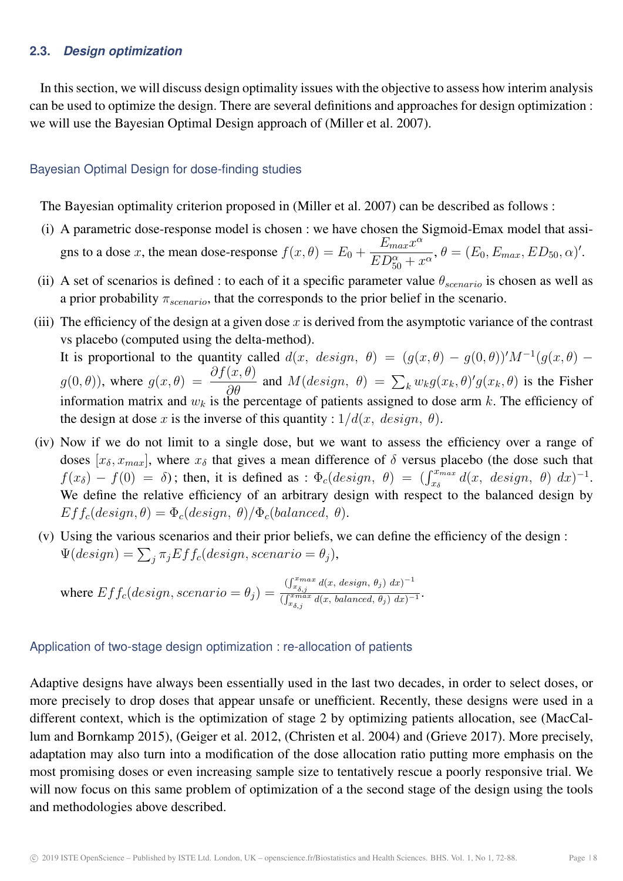### 2.3. *Design optimization*

In this section, we will discuss design optimality issues with the objective to assess how interim analysis can be used to optimize the design. There are several definitions and approaches for design optimization : we will use the Bayesian Optimal Design approach of (Miller et al. 2007).

#### Bayesian Optimal Design for dose-finding studies

The Bayesian optimality criterion proposed in (Miller et al. 2007) can be described as follows :

(i) A parametric dose-response model is chosen : we have chosen the Sigmoid-Emax model that assigns to a dose $x$, the mean dose-response $f(x, \theta) = E_0 + \dfrac{E_{max}x^{\alpha}}{ED_{50}^{\alpha} + x^{\alpha}}$, $\theta = (E_0, E_{max}, ED_{50}, \alpha)'$.

(ii) A set of scenarios is defined : to each of it a specific parameter value $\theta_{scenario}$ is chosen as well as a prior probability $\pi_{scenario}$, that the corresponds to the prior belief in the scenario.

(iii) The efficiency of the design at a given dose $x$ is derived from the asymptotic variance of the contrast vs placebo (computed using the delta-method).
It is proportional to the quantity called $d(x,\ design,\ \theta) = (g(x, \theta) - g(0, \theta))' M^{-1} (g(x, \theta) - g(0, \theta))$, where $g(x, \theta) = \dfrac{\partial f(x, \theta)}{\partial \theta}$ and $M(design,\ \theta) = \sum_k w_k g(x_k, \theta)' g(x_k, \theta)$ is the Fisher information matrix and $w_k$ is the percentage of patients assigned to dose arm $k$. The efficiency of the design at dose $x$ is the inverse of this quantity : $1/d(x,\ design,\ \theta)$.

(iv) Now if we do not limit to a single dose, but we want to assess the efficiency over a range of doses $[x_{\delta}, x_{max}]$, where $x_{\delta}$ that gives a mean difference of $\delta$ versus placebo (the dose such that $f(x_{\delta}) - f(0) = \delta$) ; then, it is defined as : $\Phi_c(design,\ \theta) = (\int_{x_{\delta}}^{x_{max}} d(x,\ design,\ \theta)\ dx)^{-1}$. We define the relative efficiency of an arbitrary design with respect to the balanced design by $Eff_c(design, \theta) = \Phi_c(design,\ \theta)/\Phi_c(balanced,\ \theta)$.

(v) Using the various scenarios and their prior beliefs, we can define the efficiency of the design : $\Psi(design) = \sum_j \pi_j Eff_c(design, scenario = \theta_j)$,

where $Eff_c(design, scenario = \theta_j) = \frac{(\int_{x_{\delta,j}}^{x_{max}} d(x,\ design,\ \theta_j)\ dx)^{-1}}{(\int_{x_{\delta,j}}^{x_{max}} d(x,\ balanced,\ \theta_j)\ dx)^{-1}}$.

#### Application of two-stage design optimization : re-allocation of patients

Adaptive designs have always been essentially used in the last two decades, in order to select doses, or more precisely to drop doses that appear unsafe or unefficient. Recently, these designs were used in a different context, which is the optimization of stage 2 by optimizing patients allocation, see (MacCallum and Bornkamp 2015), (Geiger et al. 2012, (Christen et al. 2004) and (Grieve 2017). More precisely, adaptation may also turn into a modification of the dose allocation ratio putting more emphasis on the most promising doses or even increasing sample size to tentatively rescue a poorly responsive trial. We will now focus on this same problem of optimization of a the second stage of the design using the tools and methodologies above described.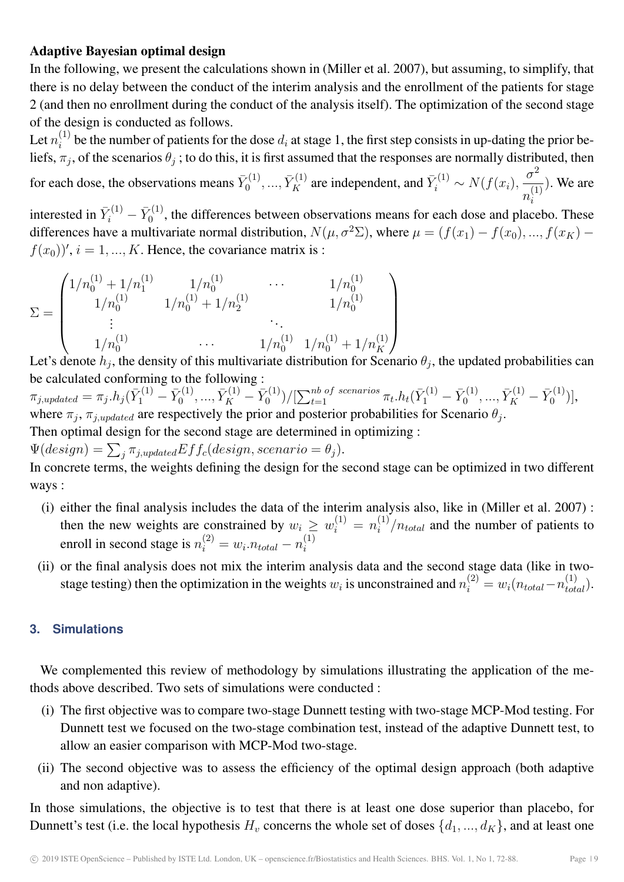**Adaptive Bayesian optimal design**

In the following, we present the calculations shown in (Miller et al. 2007), but assuming, to simplify, that there is no delay between the conduct of the interim analysis and the enrollment of the patients for stage 2 (and then no enrollment during the conduct of the analysis itself). The optimization of the second stage of the design is conducted as follows.

Let $n_i^{(1)}$ be the number of patients for the dose $d_i$ at stage 1, the first step consists in up-dating the prior beliefs, $\pi_j$, of the scenarios $\theta_j$ ; to do this, it is first assumed that the responses are normally distributed, then for each dose, the observations means $\bar{Y}_0^{(1)}, ..., \bar{Y}_K^{(1)}$ are independent, and $\bar{Y}_i^{(1)} \sim N(f(x_i), \dfrac{\sigma^2}{n_i^{(1)}})$. We are interested in $\bar{Y}_i^{(1)} - \bar{Y}_0^{(1)}$, the differences between observations means for each dose and placebo. These differences have a multivariate normal distribution, $N(\mu, \sigma^2\Sigma)$, where $\mu = (f(x_1) - f(x_0), ..., f(x_K) - f(x_0))'$, $i = 1, ..., K$. Hence, the covariance matrix is :

$$\Sigma = \begin{pmatrix} 1/n_0^{(1)} + 1/n_1^{(1)} & 1/n_0^{(1)} & \cdots & 1/n_0^{(1)} \\ 1/n_0^{(1)} & 1/n_0^{(1)} + 1/n_2^{(1)} & & 1/n_0^{(1)} \\ \vdots & & \ddots & \\ 1/n_0^{(1)} & \cdots & 1/n_0^{(1)} & 1/n_0^{(1)} + 1/n_K^{(1)} \end{pmatrix}$$

Let's denote $h_j$, the density of this multivariate distribution for Scenario $\theta_j$, the updated probabilities can be calculated conforming to the following :

$\pi_{j,updated} = \pi_j . h_j(\bar{Y}_1^{(1)} - \bar{Y}_0^{(1)}, ..., \bar{Y}_K^{(1)} - \bar{Y}_0^{(1)}) / [\sum_{t=1}^{nb\ of\ scenarios} \pi_t . h_t(\bar{Y}_1^{(1)} - \bar{Y}_0^{(1)}, ..., \bar{Y}_K^{(1)} - \bar{Y}_0^{(1)})]$,

where $\pi_j$, $\pi_{j,updated}$ are respectively the prior and posterior probabilities for Scenario $\theta_j$.

Then optimal design for the second stage are determined in optimizing :

$\Psi(design) = \sum_j \pi_{j,updated} Eff_c(design, scenario = \theta_j)$.

In concrete terms, the weights defining the design for the second stage can be optimized in two different ways :

(i) either the final analysis includes the data of the interim analysis also, like in (Miller et al. 2007) : then the new weights are constrained by $w_i \geq w_i^{(1)} = n_i^{(1)}/n_{total}$ and the number of patients to enroll in second stage is $n_i^{(2)} = w_i . n_{total} - n_i^{(1)}$

(ii) or the final analysis does not mix the interim analysis data and the second stage data (like in two-stage testing) then the optimization in the weights $w_i$ is unconstrained and $n_i^{(2)} = w_i(n_{total} - n_{total}^{(1)})$.

## 3. Simulations

We complemented this review of methodology by simulations illustrating the application of the methods above described. Two sets of simulations were conducted :

(i) The first objective was to compare two-stage Dunnett testing with two-stage MCP-Mod testing. For Dunnett test we focused on the two-stage combination test, instead of the adaptive Dunnett test, to allow an easier comparison with MCP-Mod two-stage.

(ii) The second objective was to assess the efficiency of the optimal design approach (both adaptive and non adaptive).

In those simulations, the objective is to test that there is at least one dose superior than placebo, for Dunnett's test (i.e. the local hypothesis $H_v$ concerns the whole set of doses $\{d_1, ..., d_K\}$, and at least one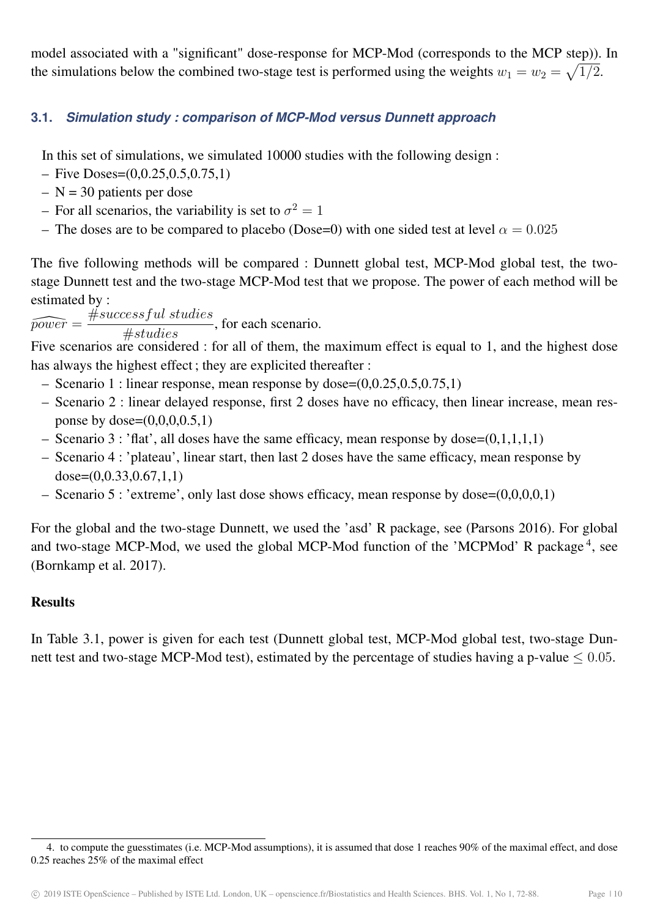model associated with a "significant" dose-response for MCP-Mod (corresponds to the MCP step)). In the simulations below the combined two-stage test is performed using the weights $w_1 = w_2 = \sqrt{1/2}$.

### 3.1. *Simulation study : comparison of MCP-Mod versus Dunnett approach*

In this set of simulations, we simulated 10000 studies with the following design :

- Five Doses=(0,0.25,0.5,0.75,1)
- N = 30 patients per dose
- For all scenarios, the variability is set to $\sigma^2 = 1$
- The doses are to be compared to placebo (Dose=0) with one sided test at level $\alpha = 0.025$

The five following methods will be compared : Dunnett global test, MCP-Mod global test, the two-stage Dunnett test and the two-stage MCP-Mod test that we propose. The power of each method will be estimated by :

$\widehat{power} = \dfrac{\#successful\ studies}{\#studies}$, for each scenario.

Five scenarios are considered : for all of them, the maximum effect is equal to 1, and the highest dose has always the highest effect ; they are explicited thereafter :

- Scenario 1 : linear response, mean response by dose=(0,0.25,0.5,0.75,1)
- Scenario 2 : linear delayed response, first 2 doses have no efficacy, then linear increase, mean response by dose=(0,0,0,0.5,1)
- Scenario 3 : 'flat', all doses have the same efficacy, mean response by dose=(0,1,1,1,1)
- Scenario 4 : 'plateau', linear start, then last 2 doses have the same efficacy, mean response by dose=(0,0.33,0.67,1,1)
- Scenario 5 : 'extreme', only last dose shows efficacy, mean response by dose=(0,0,0,0,1)

For the global and the two-stage Dunnett, we used the 'asd' R package, see (Parsons 2016). For global and two-stage MCP-Mod, we used the global MCP-Mod function of the 'MCPMod' R package [4], see (Bornkamp et al. 2017).

**Results**

In Table 3.1, power is given for each test (Dunnett global test, MCP-Mod global test, two-stage Dunnett test and two-stage MCP-Mod test), estimated by the percentage of studies having a p-value $\leq 0.05$.

4. to compute the guesstimates (i.e. MCP-Mod assumptions), it is assumed that dose 1 reaches 90% of the maximal effect, and dose 0.25 reaches 25% of the maximal effect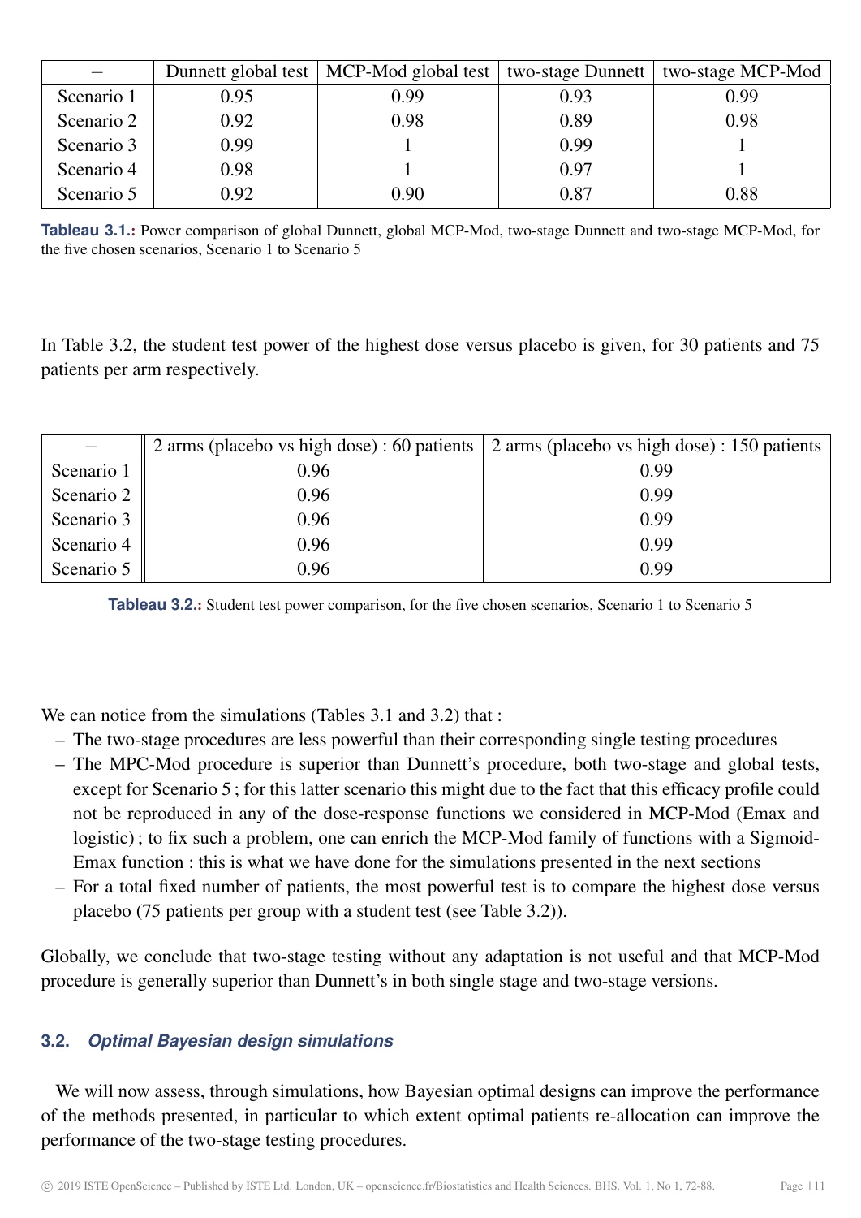| – | Dunnett global test | MCP-Mod global test | two-stage Dunnett | two-stage MCP-Mod |
|---|---|---|---|---|
| Scenario 1 | 0.95 | 0.99 | 0.93 | 0.99 |
| Scenario 2 | 0.92 | 0.98 | 0.89 | 0.98 |
| Scenario 3 | 0.99 | 1 | 0.99 | 1 |
| Scenario 4 | 0.98 | 1 | 0.97 | 1 |
| Scenario 5 | 0.92 | 0.90 | 0.87 | 0.88 |

**Tableau 3.1.:** Power comparison of global Dunnett, global MCP-Mod, two-stage Dunnett and two-stage MCP-Mod, for the five chosen scenarios, Scenario 1 to Scenario 5

In Table 3.2, the student test power of the highest dose versus placebo is given, for 30 patients and 75 patients per arm respectively.

| – | 2 arms (placebo vs high dose) : 60 patients | 2 arms (placebo vs high dose) : 150 patients |
|---|---|---|
| Scenario 1 | 0.96 | 0.99 |
| Scenario 2 | 0.96 | 0.99 |
| Scenario 3 | 0.96 | 0.99 |
| Scenario 4 | 0.96 | 0.99 |
| Scenario 5 | 0.96 | 0.99 |

**Tableau 3.2.:** Student test power comparison, for the five chosen scenarios, Scenario 1 to Scenario 5

We can notice from the simulations (Tables 3.1 and 3.2) that :

- The two-stage procedures are less powerful than their corresponding single testing procedures
- The MPC-Mod procedure is superior than Dunnett's procedure, both two-stage and global tests, except for Scenario 5 ; for this latter scenario this might due to the fact that this efficacy profile could not be reproduced in any of the dose-response functions we considered in MCP-Mod (Emax and logistic) ; to fix such a problem, one can enrich the MCP-Mod family of functions with a Sigmoid-Emax function : this is what we have done for the simulations presented in the next sections
- For a total fixed number of patients, the most powerful test is to compare the highest dose versus placebo (75 patients per group with a student test (see Table 3.2)).

Globally, we conclude that two-stage testing without any adaptation is not useful and that MCP-Mod procedure is generally superior than Dunnett's in both single stage and two-stage versions.

### 3.2. *Optimal Bayesian design simulations*

We will now assess, through simulations, how Bayesian optimal designs can improve the performance of the methods presented, in particular to which extent optimal patients re-allocation can improve the performance of the two-stage testing procedures.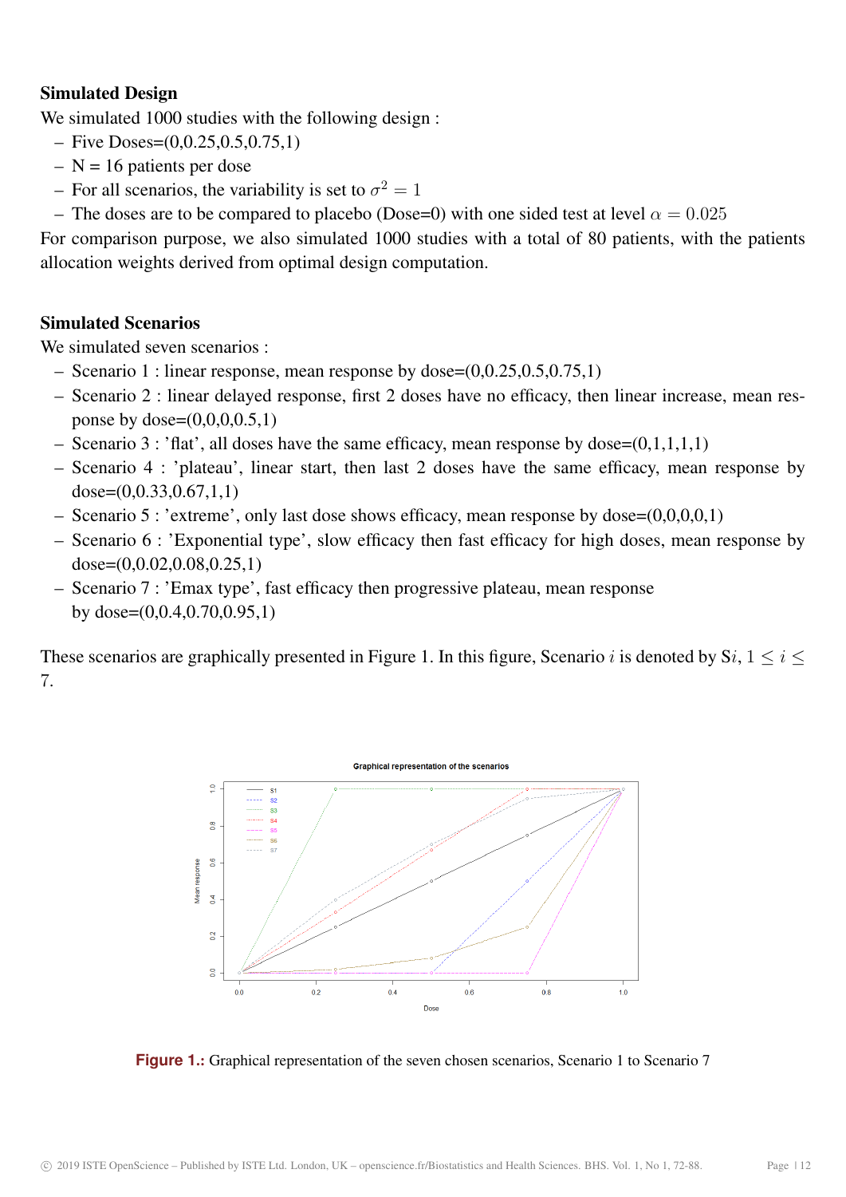**Simulated Design**

We simulated 1000 studies with the following design :

- Five Doses=(0,0.25,0.5,0.75,1)
- N = 16 patients per dose
- For all scenarios, the variability is set to $\sigma^2 = 1$
- The doses are to be compared to placebo (Dose=0) with one sided test at level $\alpha = 0.025$

For comparison purpose, we also simulated 1000 studies with a total of 80 patients, with the patients allocation weights derived from optimal design computation.

**Simulated Scenarios**

We simulated seven scenarios :

- Scenario 1 : linear response, mean response by dose=(0,0.25,0.5,0.75,1)
- Scenario 2 : linear delayed response, first 2 doses have no efficacy, then linear increase, mean response by dose=(0,0,0,0.5,1)
- Scenario 3 : 'flat', all doses have the same efficacy, mean response by dose=(0,1,1,1,1)
- Scenario 4 : 'plateau', linear start, then last 2 doses have the same efficacy, mean response by dose=(0,0.33,0.67,1,1)
- Scenario 5 : 'extreme', only last dose shows efficacy, mean response by dose=(0,0,0,0,1)
- Scenario 6 : 'Exponential type', slow efficacy then fast efficacy for high doses, mean response by dose=(0,0.02,0.08,0.25,1)
- Scenario 7 : 'Emax type', fast efficacy then progressive plateau, mean response by dose=(0,0.4,0.70,0.95,1)

These scenarios are graphically presented in Figure 1. In this figure, Scenario $i$ is denoted by S$i$, $1 \leq i \leq 7$.

**Figure 1.:** Graphical representation of the seven chosen scenarios, Scenario 1 to Scenario 7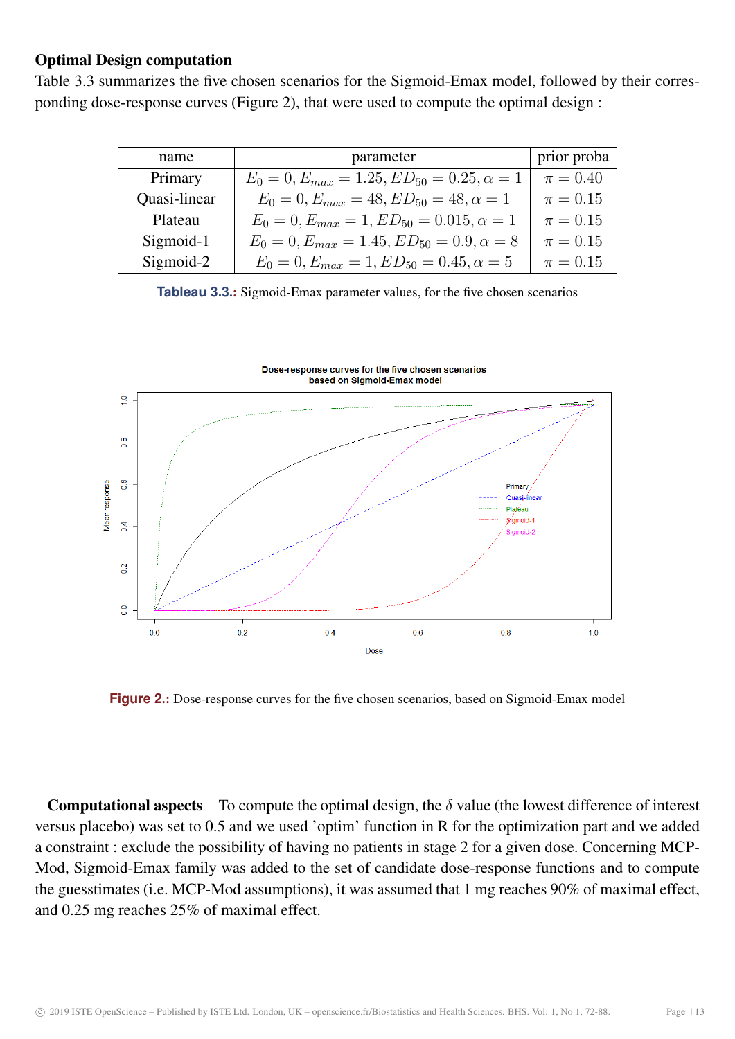### Optimal Design computation

Table 3.3 summarizes the five chosen scenarios for the Sigmoid-Emax model, followed by their corresponding dose-response curves (Figure 2), that were used to compute the optimal design :

| name | parameter | prior proba |
|---|---|---|
| Primary | $E_0 = 0, E_{max} = 1.25, ED_{50} = 0.25, \alpha = 1$ | $\pi = 0.40$ |
| Quasi-linear | $E_0 = 0, E_{max} = 48, ED_{50} = 48, \alpha = 1$ | $\pi = 0.15$ |
| Plateau | $E_0 = 0, E_{max} = 1, ED_{50} = 0.015, \alpha = 1$ | $\pi = 0.15$ |
| Sigmoid-1 | $E_0 = 0, E_{max} = 1.45, ED_{50} = 0.9, \alpha = 8$ | $\pi = 0.15$ |
| Sigmoid-2 | $E_0 = 0, E_{max} = 1, ED_{50} = 0.45, \alpha = 5$ | $\pi = 0.15$ |

**Tableau 3.3.:** Sigmoid-Emax parameter values, for the five chosen scenarios

**Figure 2.:** Dose-response curves for the five chosen scenarios, based on Sigmoid-Emax model

**Computational aspects** To compute the optimal design, the $\delta$ value (the lowest difference of interest versus placebo) was set to 0.5 and we used 'optim' function in R for the optimization part and we added a constraint : exclude the possibility of having no patients in stage 2 for a given dose. Concerning MCP-Mod, Sigmoid-Emax family was added to the set of candidate dose-response functions and to compute the guesstimates (i.e. MCP-Mod assumptions), it was assumed that 1 mg reaches 90% of maximal effect, and 0.25 mg reaches 25% of maximal effect.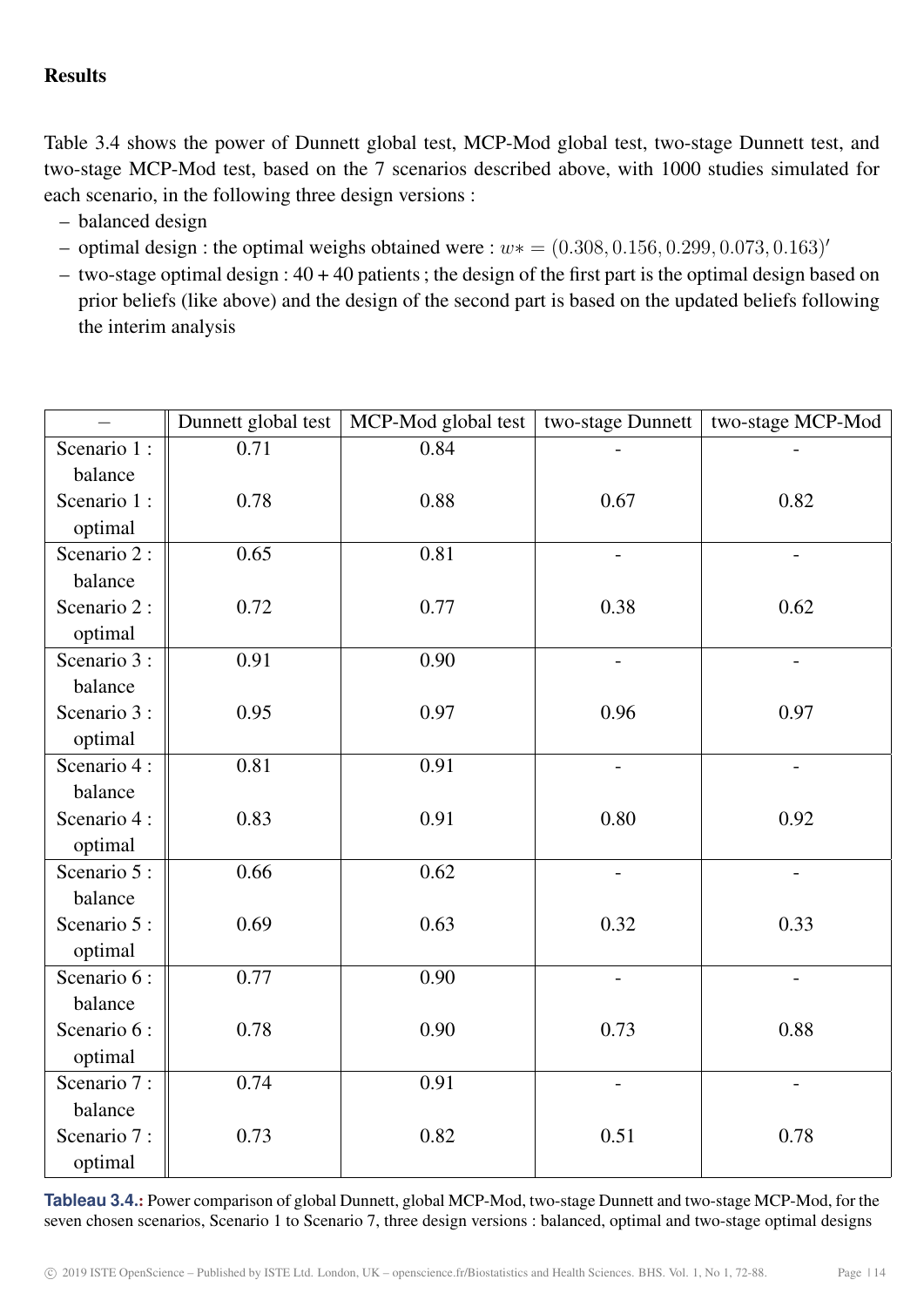**Results**

Table 3.4 shows the power of Dunnett global test, MCP-Mod global test, two-stage Dunnett test, and two-stage MCP-Mod test, based on the 7 scenarios described above, with 1000 studies simulated for each scenario, in the following three design versions :

- balanced design
- optimal design : the optimal weighs obtained were : $w* = (0.308, 0.156, 0.299, 0.073, 0.163)'$
- two-stage optimal design : 40 + 40 patients ; the design of the first part is the optimal design based on prior beliefs (like above) and the design of the second part is based on the updated beliefs following the interim analysis

| – | Dunnett global test | MCP-Mod global test | two-stage Dunnett | two-stage MCP-Mod |
|---|---|---|---|---|
| Scenario 1 : balance | 0.71 | 0.84 | - | - |
| Scenario 1 : optimal | 0.78 | 0.88 | 0.67 | 0.82 |
| Scenario 2 : balance | 0.65 | 0.81 | - | - |
| Scenario 2 : optimal | 0.72 | 0.77 | 0.38 | 0.62 |
| Scenario 3 : balance | 0.91 | 0.90 | - | - |
| Scenario 3 : optimal | 0.95 | 0.97 | 0.96 | 0.97 |
| Scenario 4 : balance | 0.81 | 0.91 | - | - |
| Scenario 4 : optimal | 0.83 | 0.91 | 0.80 | 0.92 |
| Scenario 5 : balance | 0.66 | 0.62 | - | - |
| Scenario 5 : optimal | 0.69 | 0.63 | 0.32 | 0.33 |
| Scenario 6 : balance | 0.77 | 0.90 | - | - |
| Scenario 6 : optimal | 0.78 | 0.90 | 0.73 | 0.88 |
| Scenario 7 : balance | 0.74 | 0.91 | - | - |
| Scenario 7 : optimal | 0.73 | 0.82 | 0.51 | 0.78 |

**Tableau 3.4.:** Power comparison of global Dunnett, global MCP-Mod, two-stage Dunnett and two-stage MCP-Mod, for the seven chosen scenarios, Scenario 1 to Scenario 7, three design versions : balanced, optimal and two-stage optimal designs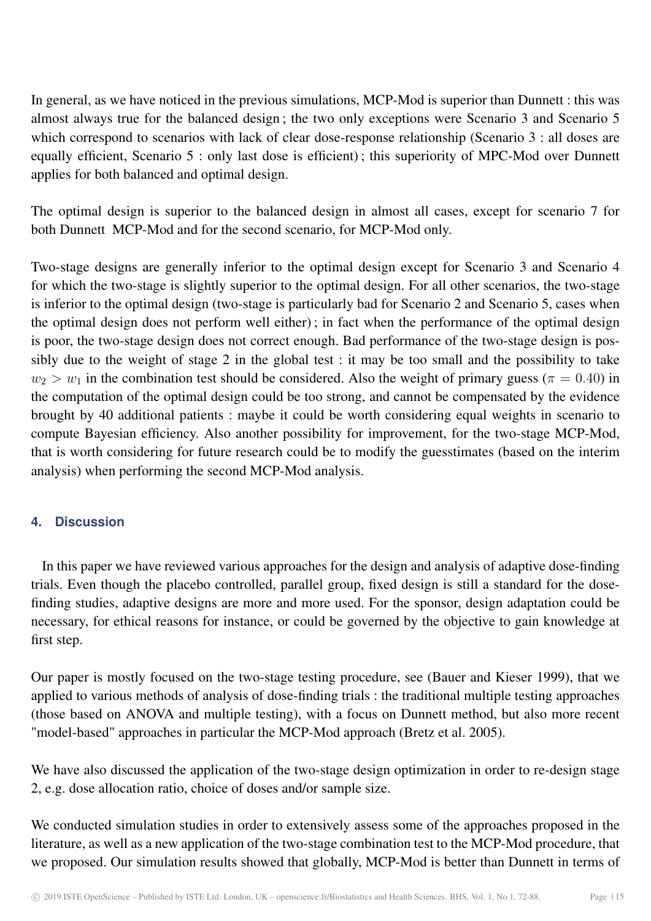In general, as we have noticed in the previous simulations, MCP-Mod is superior than Dunnett : this was almost always true for the balanced design ; the two only exceptions were Scenario 3 and Scenario 5 which correspond to scenarios with lack of clear dose-response relationship (Scenario 3 : all doses are equally efficient, Scenario 5 : only last dose is efficient) ; this superiority of MPC-Mod over Dunnett applies for both balanced and optimal design.

The optimal design is superior to the balanced design in almost all cases, except for scenario 7 for both Dunnett MCP-Mod and for the second scenario, for MCP-Mod only.

Two-stage designs are generally inferior to the optimal design except for Scenario 3 and Scenario 4 for which the two-stage is slightly superior to the optimal design. For all other scenarios, the two-stage is inferior to the optimal design (two-stage is particularly bad for Scenario 2 and Scenario 5, cases when the optimal design does not perform well either) ; in fact when the performance of the optimal design is poor, the two-stage design does not correct enough. Bad performance of the two-stage design is possibly due to the weight of stage 2 in the global test : it may be too small and the possibility to take $w_2 > w_1$ in the combination test should be considered. Also the weight of primary guess ($\pi = 0.40$) in the computation of the optimal design could be too strong, and cannot be compensated by the evidence brought by 40 additional patients : maybe it could be worth considering equal weights in scenario to compute Bayesian efficiency. Also another possibility for improvement, for the two-stage MCP-Mod, that is worth considering for future research could be to modify the guesstimates (based on the interim analysis) when performing the second MCP-Mod analysis.

## 4. Discussion

In this paper we have reviewed various approaches for the design and analysis of adaptive dose-finding trials. Even though the placebo controlled, parallel group, fixed design is still a standard for the dose-finding studies, adaptive designs are more and more used. For the sponsor, design adaptation could be necessary, for ethical reasons for instance, or could be governed by the objective to gain knowledge at first step.

Our paper is mostly focused on the two-stage testing procedure, see (Bauer and Kieser 1999), that we applied to various methods of analysis of dose-finding trials : the traditional multiple testing approaches (those based on ANOVA and multiple testing), with a focus on Dunnett method, but also more recent "model-based" approaches in particular the MCP-Mod approach (Bretz et al. 2005).

We have also discussed the application of the two-stage design optimization in order to re-design stage 2, e.g. dose allocation ratio, choice of doses and/or sample size.

We conducted simulation studies in order to extensively assess some of the approaches proposed in the literature, as well as a new application of the two-stage combination test to the MCP-Mod procedure, that we proposed. Our simulation results showed that globally, MCP-Mod is better than Dunnett in terms of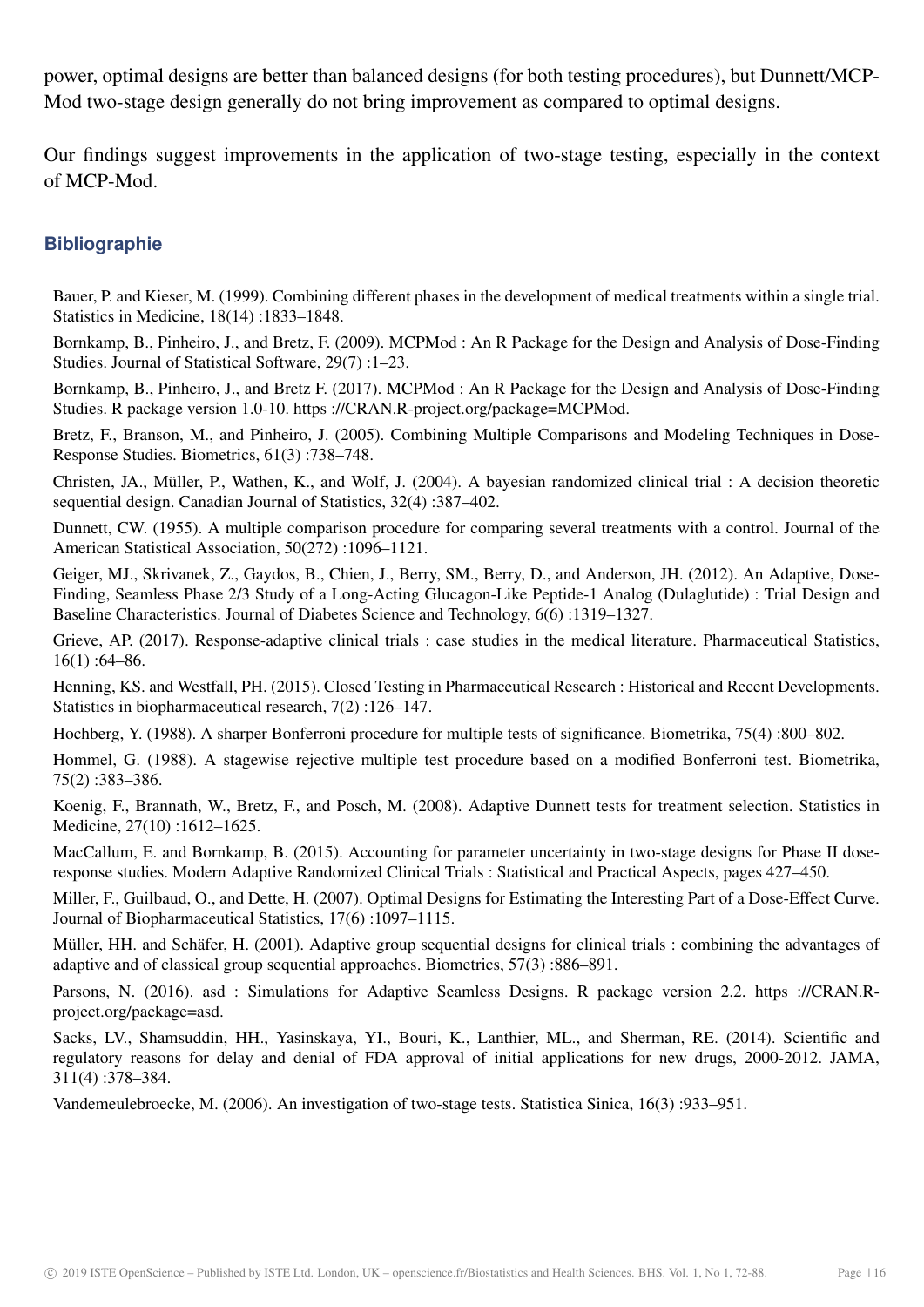power, optimal designs are better than balanced designs (for both testing procedures), but Dunnett/MCP-Mod two-stage design generally do not bring improvement as compared to optimal designs.

Our findings suggest improvements in the application of two-stage testing, especially in the context of MCP-Mod.

## Bibliographie

Bauer, P. and Kieser, M. (1999). Combining different phases in the development of medical treatments within a single trial. Statistics in Medicine, 18(14) :1833–1848.

Bornkamp, B., Pinheiro, J., and Bretz, F. (2009). MCPMod : An R Package for the Design and Analysis of Dose-Finding Studies. Journal of Statistical Software, 29(7) :1–23.

Bornkamp, B., Pinheiro, J., and Bretz F. (2017). MCPMod : An R Package for the Design and Analysis of Dose-Finding Studies. R package version 1.0-10. https ://CRAN.R-project.org/package=MCPMod.

Bretz, F., Branson, M., and Pinheiro, J. (2005). Combining Multiple Comparisons and Modeling Techniques in Dose-Response Studies. Biometrics, 61(3) :738–748.

Christen, JA., Müller, P., Wathen, K., and Wolf, J. (2004). A bayesian randomized clinical trial : A decision theoretic sequential design. Canadian Journal of Statistics, 32(4) :387–402.

Dunnett, CW. (1955). A multiple comparison procedure for comparing several treatments with a control. Journal of the American Statistical Association, 50(272) :1096–1121.

Geiger, MJ., Skrivanek, Z., Gaydos, B., Chien, J., Berry, SM., Berry, D., and Anderson, JH. (2012). An Adaptive, Dose-Finding, Seamless Phase 2/3 Study of a Long-Acting Glucagon-Like Peptide-1 Analog (Dulaglutide) : Trial Design and Baseline Characteristics. Journal of Diabetes Science and Technology, 6(6) :1319–1327.

Grieve, AP. (2017). Response-adaptive clinical trials : case studies in the medical literature. Pharmaceutical Statistics, 16(1) :64–86.

Henning, KS. and Westfall, PH. (2015). Closed Testing in Pharmaceutical Research : Historical and Recent Developments. Statistics in biopharmaceutical research, 7(2) :126–147.

Hochberg, Y. (1988). A sharper Bonferroni procedure for multiple tests of significance. Biometrika, 75(4) :800–802.

Hommel, G. (1988). A stagewise rejective multiple test procedure based on a modified Bonferroni test. Biometrika, 75(2) :383–386.

Koenig, F., Brannath, W., Bretz, F., and Posch, M. (2008). Adaptive Dunnett tests for treatment selection. Statistics in Medicine, 27(10) :1612–1625.

MacCallum, E. and Bornkamp, B. (2015). Accounting for parameter uncertainty in two-stage designs for Phase II dose-response studies. Modern Adaptive Randomized Clinical Trials : Statistical and Practical Aspects, pages 427–450.

Miller, F., Guilbaud, O., and Dette, H. (2007). Optimal Designs for Estimating the Interesting Part of a Dose-Effect Curve. Journal of Biopharmaceutical Statistics, 17(6) :1097–1115.

Müller, HH. and Schäfer, H. (2001). Adaptive group sequential designs for clinical trials : combining the advantages of adaptive and of classical group sequential approaches. Biometrics, 57(3) :886–891.

Parsons, N. (2016). asd : Simulations for Adaptive Seamless Designs. R package version 2.2. https ://CRAN.R-project.org/package=asd.

Sacks, LV., Shamsuddin, HH., Yasinskaya, YI., Bouri, K., Lanthier, ML., and Sherman, RE. (2014). Scientific and regulatory reasons for delay and denial of FDA approval of initial applications for new drugs, 2000-2012. JAMA, 311(4) :378–384.

Vandemeulebroecke, M. (2006). An investigation of two-stage tests. Statistica Sinica, 16(3) :933–951.